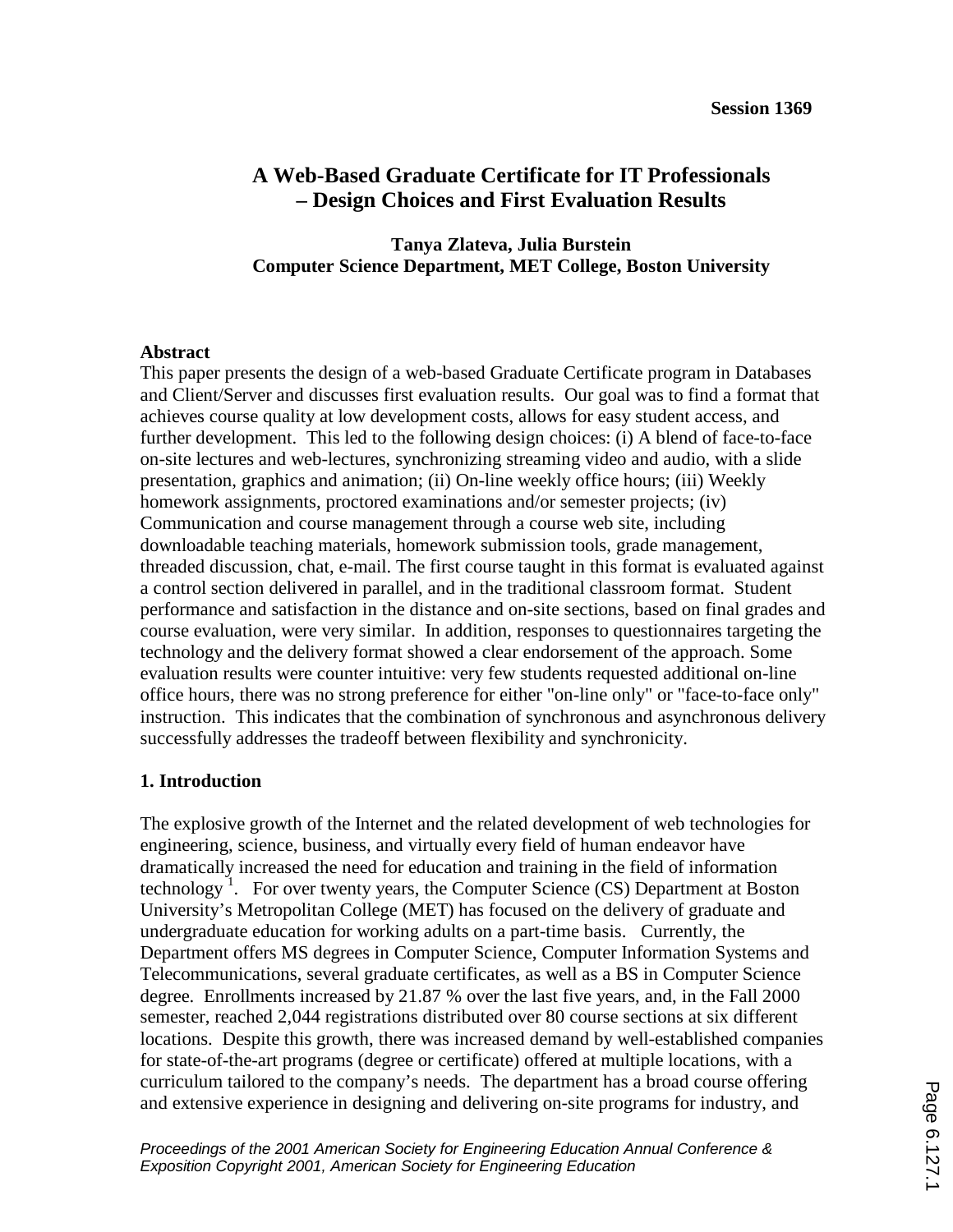Session 1369

# A Web-Based Graduate Certificate for IT Professionals – Design Choices and First Evaluation Results

**Tanya Zlateva, Julia Burstein**
**Computer Science Department, MET College, Boston University**

## Abstract

This paper presents the design of a web-based Graduate Certificate program in Databases and Client/Server and discusses first evaluation results. Our goal was to find a format that achieves course quality at low development costs, allows for easy student access, and further development. This led to the following design choices: (i) A blend of face-to-face on-site lectures and web-lectures, synchronizing streaming video and audio, with a slide presentation, graphics and animation; (ii) On-line weekly office hours; (iii) Weekly homework assignments, proctored examinations and/or semester projects; (iv) Communication and course management through a course web site, including downloadable teaching materials, homework submission tools, grade management, threaded discussion, chat, e-mail. The first course taught in this format is evaluated against a control section delivered in parallel, and in the traditional classroom format. Student performance and satisfaction in the distance and on-site sections, based on final grades and course evaluation, were very similar. In addition, responses to questionnaires targeting the technology and the delivery format showed a clear endorsement of the approach. Some evaluation results were counter intuitive: very few students requested additional on-line office hours, there was no strong preference for either "on-line only" or "face-to-face only" instruction. This indicates that the combination of synchronous and asynchronous delivery successfully addresses the tradeoff between flexibility and synchronicity.

## 1. Introduction

The explosive growth of the Internet and the related development of web technologies for engineering, science, business, and virtually every field of human endeavor have dramatically increased the need for education and training in the field of information technology [1]. For over twenty years, the Computer Science (CS) Department at Boston University's Metropolitan College (MET) has focused on the delivery of graduate and undergraduate education for working adults on a part-time basis. Currently, the Department offers MS degrees in Computer Science, Computer Information Systems and Telecommunications, several graduate certificates, as well as a BS in Computer Science degree. Enrollments increased by 21.87 % over the last five years, and, in the Fall 2000 semester, reached 2,044 registrations distributed over 80 course sections at six different locations. Despite this growth, there was increased demand by well-established companies for state-of-the-art programs (degree or certificate) offered at multiple locations, with a curriculum tailored to the company's needs. The department has a broad course offering and extensive experience in designing and delivering on-site programs for industry, and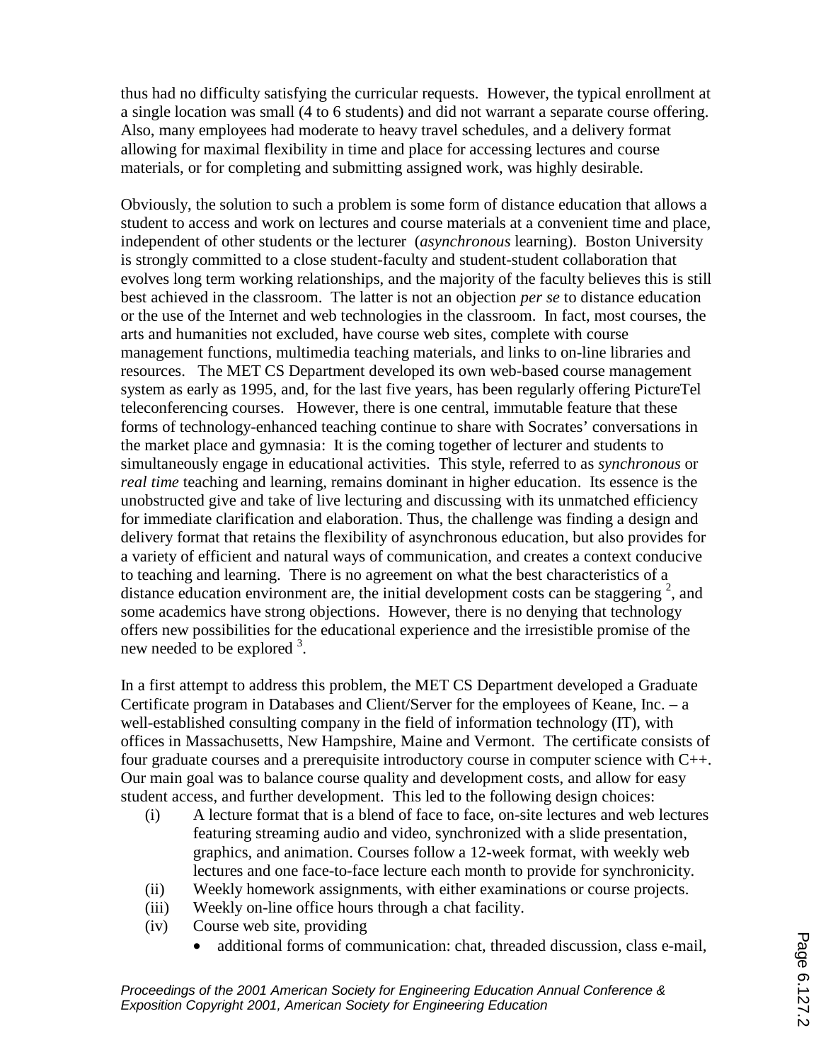thus had no difficulty satisfying the curricular requests. However, the typical enrollment at a single location was small (4 to 6 students) and did not warrant a separate course offering. Also, many employees had moderate to heavy travel schedules, and a delivery format allowing for maximal flexibility in time and place for accessing lectures and course materials, or for completing and submitting assigned work, was highly desirable.

Obviously, the solution to such a problem is some form of distance education that allows a student to access and work on lectures and course materials at a convenient time and place, independent of other students or the lecturer (*asynchronous* learning). Boston University is strongly committed to a close student-faculty and student-student collaboration that evolves long term working relationships, and the majority of the faculty believes this is still best achieved in the classroom. The latter is not an objection *per se* to distance education or the use of the Internet and web technologies in the classroom. In fact, most courses, the arts and humanities not excluded, have course web sites, complete with course management functions, multimedia teaching materials, and links to on-line libraries and resources. The MET CS Department developed its own web-based course management system as early as 1995, and, for the last five years, has been regularly offering PictureTel teleconferencing courses. However, there is one central, immutable feature that these forms of technology-enhanced teaching continue to share with Socrates' conversations in the market place and gymnasia: It is the coming together of lecturer and students to simultaneously engage in educational activities. This style, referred to as *synchronous* or *real time* teaching and learning, remains dominant in higher education. Its essence is the unobstructed give and take of live lecturing and discussing with its unmatched efficiency for immediate clarification and elaboration. Thus, the challenge was finding a design and delivery format that retains the flexibility of asynchronous education, but also provides for a variety of efficient and natural ways of communication, and creates a context conducive to teaching and learning. There is no agreement on what the best characteristics of a distance education environment are, the initial development costs can be staggering [2], and some academics have strong objections. However, there is no denying that technology offers new possibilities for the educational experience and the irresistible promise of the new needed to be explored [3].

In a first attempt to address this problem, the MET CS Department developed a Graduate Certificate program in Databases and Client/Server for the employees of Keane, Inc. – a well-established consulting company in the field of information technology (IT), with offices in Massachusetts, New Hampshire, Maine and Vermont. The certificate consists of four graduate courses and a prerequisite introductory course in computer science with C++. Our main goal was to balance course quality and development costs, and allow for easy student access, and further development. This led to the following design choices:

(i) A lecture format that is a blend of face to face, on-site lectures and web lectures featuring streaming audio and video, synchronized with a slide presentation, graphics, and animation. Courses follow a 12-week format, with weekly web lectures and one face-to-face lecture each month to provide for synchronicity.

(ii) Weekly homework assignments, with either examinations or course projects.

(iii) Weekly on-line office hours through a chat facility.

(iv) Course web site, providing

- additional forms of communication: chat, threaded discussion, class e-mail,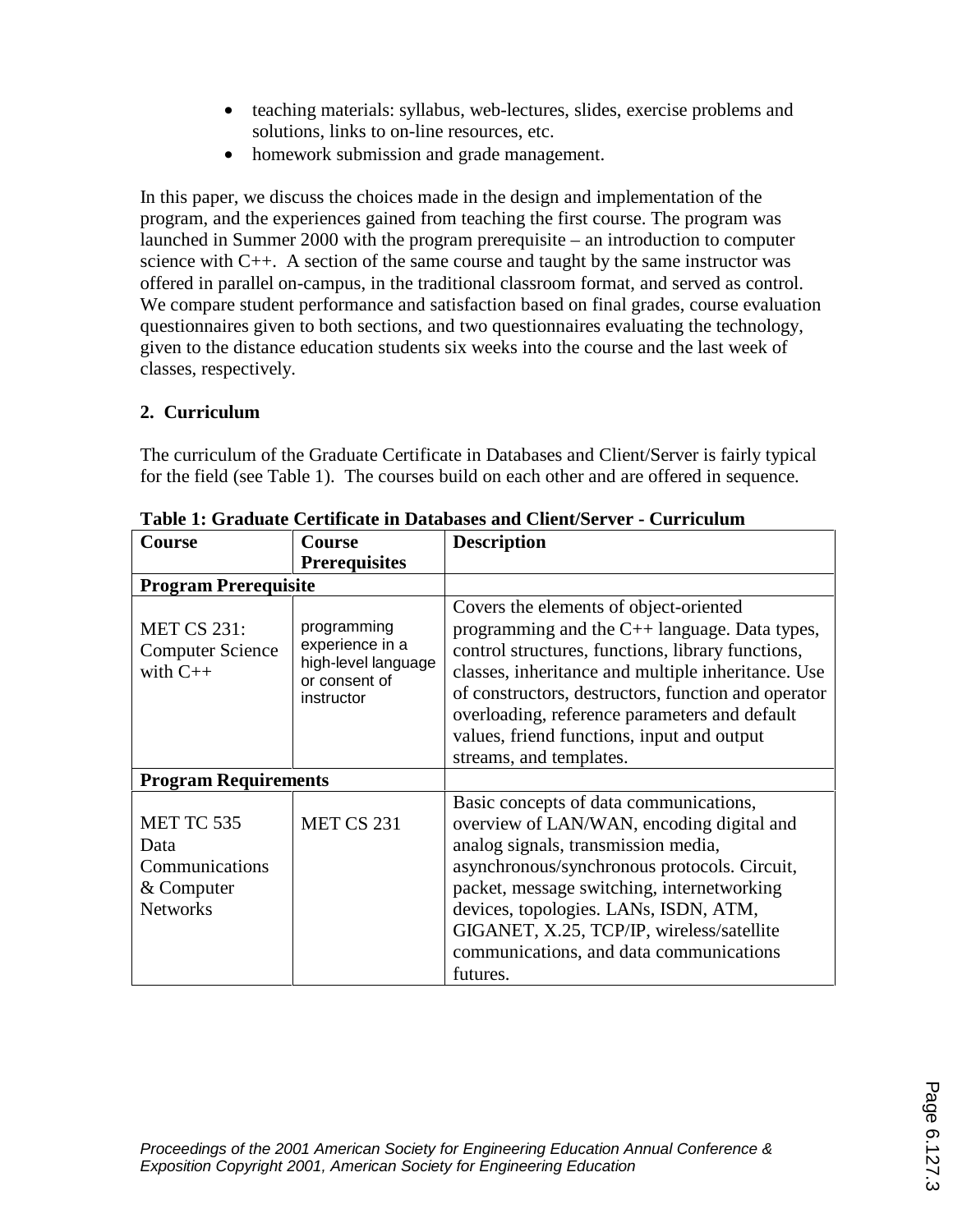- teaching materials: syllabus, web-lectures, slides, exercise problems and solutions, links to on-line resources, etc.
- homework submission and grade management.

In this paper, we discuss the choices made in the design and implementation of the program, and the experiences gained from teaching the first course. The program was launched in Summer 2000 with the program prerequisite – an introduction to computer science with C++. A section of the same course and taught by the same instructor was offered in parallel on-campus, in the traditional classroom format, and served as control. We compare student performance and satisfaction based on final grades, course evaluation questionnaires given to both sections, and two questionnaires evaluating the technology, given to the distance education students six weeks into the course and the last week of classes, respectively.

## 2. Curriculum

The curriculum of the Graduate Certificate in Databases and Client/Server is fairly typical for the field (see Table 1). The courses build on each other and are offered in sequence.

**Table 1: Graduate Certificate in Databases and Client/Server - Curriculum**

| Course | Course Prerequisites | Description |
|---|---|---|
| **Program Prerequisite** | | |
| MET CS 231: Computer Science with C++ | programming experience in a high-level language or consent of instructor | Covers the elements of object-oriented programming and the C++ language. Data types, control structures, functions, library functions, classes, inheritance and multiple inheritance. Use of constructors, destructors, function and operator overloading, reference parameters and default values, friend functions, input and output streams, and templates. |
| **Program Requirements** | | |
| MET TC 535 Data Communications & Computer Networks | MET CS 231 | Basic concepts of data communications, overview of LAN/WAN, encoding digital and analog signals, transmission media, asynchronous/synchronous protocols. Circuit, packet, message switching, internetworking devices, topologies. LANs, ISDN, ATM, GIGANET, X.25, TCP/IP, wireless/satellite communications, and data communications futures. |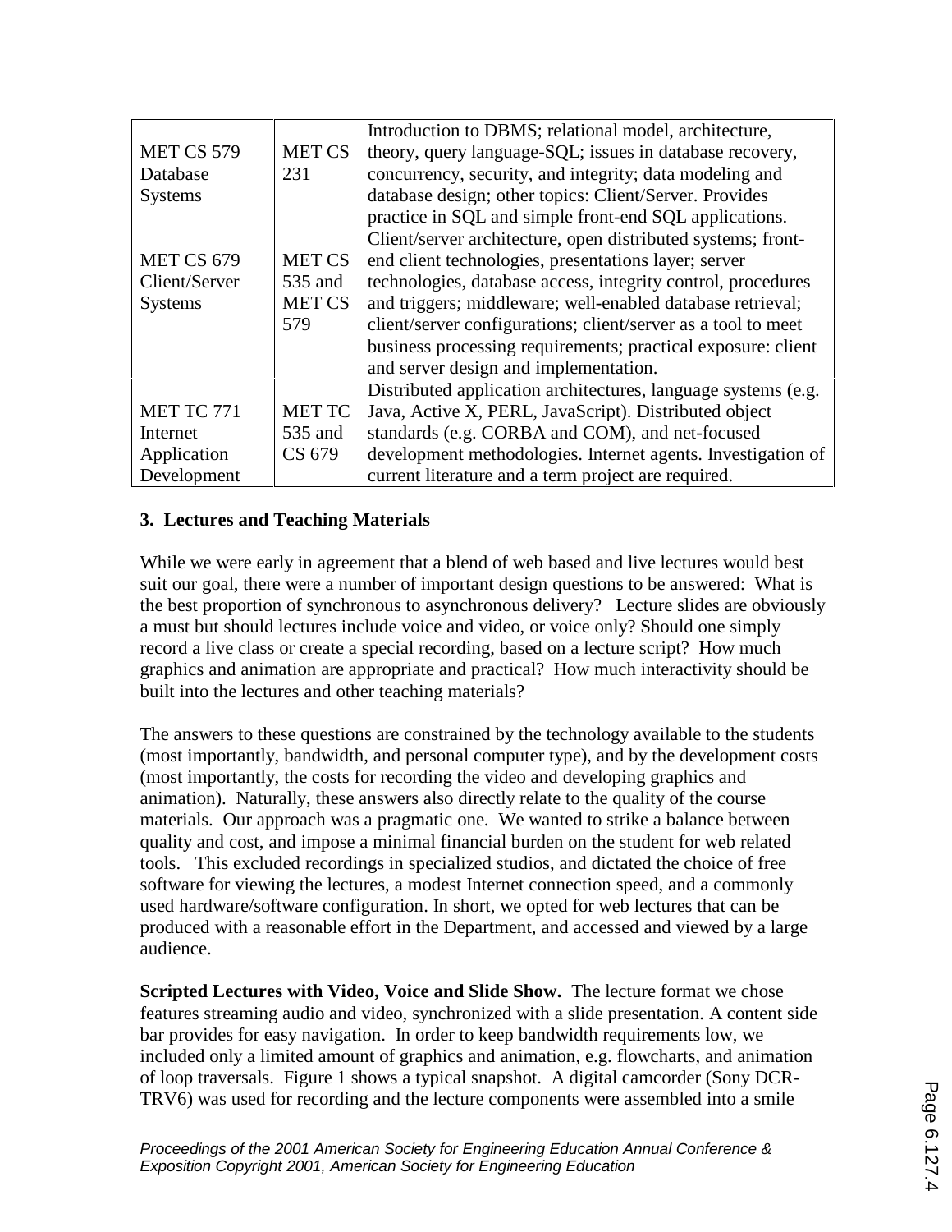| | | |
|---|---|---|
| MET CS 579 Database Systems | MET CS 231 | Introduction to DBMS; relational model, architecture, theory, query language-SQL; issues in database recovery, concurrency, security, and integrity; data modeling and database design; other topics: Client/Server. Provides practice in SQL and simple front-end SQL applications. |
| MET CS 679 Client/Server Systems | MET CS 535 and MET CS 579 | Client/server architecture, open distributed systems; front-end client technologies, presentations layer; server technologies, database access, integrity control, procedures and triggers; middleware; well-enabled database retrieval; client/server configurations; client/server as a tool to meet business processing requirements; practical exposure: client and server design and implementation. |
| MET TC 771 Internet Application Development | MET TC 535 and CS 679 | Distributed application architectures, language systems (e.g. Java, Active X, PERL, JavaScript). Distributed object standards (e.g. CORBA and COM), and net-focused development methodologies. Internet agents. Investigation of current literature and a term project are required. |

## 3. Lectures and Teaching Materials

While we were early in agreement that a blend of web based and live lectures would best suit our goal, there were a number of important design questions to be answered: What is the best proportion of synchronous to asynchronous delivery? Lecture slides are obviously a must but should lectures include voice and video, or voice only? Should one simply record a live class or create a special recording, based on a lecture script? How much graphics and animation are appropriate and practical? How much interactivity should be built into the lectures and other teaching materials?

The answers to these questions are constrained by the technology available to the students (most importantly, bandwidth, and personal computer type), and by the development costs (most importantly, the costs for recording the video and developing graphics and animation). Naturally, these answers also directly relate to the quality of the course materials. Our approach was a pragmatic one. We wanted to strike a balance between quality and cost, and impose a minimal financial burden on the student for web related tools. This excluded recordings in specialized studios, and dictated the choice of free software for viewing the lectures, a modest Internet connection speed, and a commonly used hardware/software configuration. In short, we opted for web lectures that can be produced with a reasonable effort in the Department, and accessed and viewed by a large audience.

**Scripted Lectures with Video, Voice and Slide Show.** The lecture format we chose features streaming audio and video, synchronized with a slide presentation. A content side bar provides for easy navigation. In order to keep bandwidth requirements low, we included only a limited amount of graphics and animation, e.g. flowcharts, and animation of loop traversals. Figure 1 shows a typical snapshot. A digital camcorder (Sony DCR-TRV6) was used for recording and the lecture components were assembled into a smile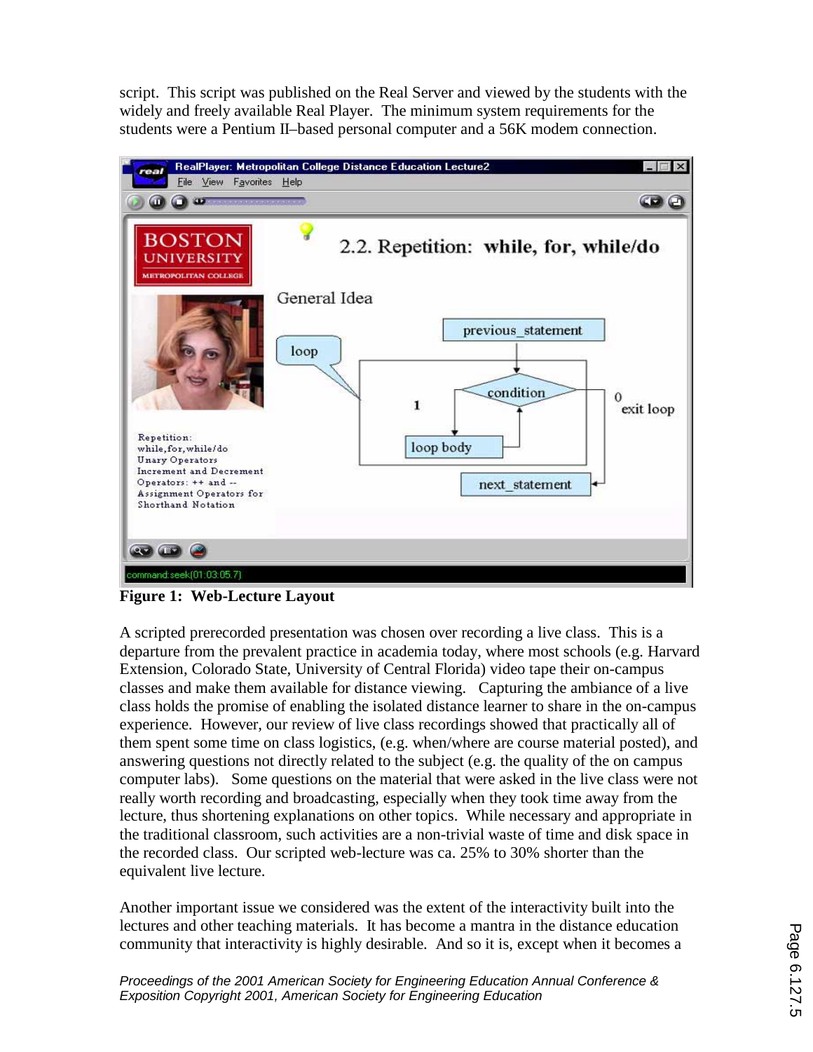script. This script was published on the Real Server and viewed by the students with the widely and freely available Real Player. The minimum system requirements for the students were a Pentium II–based personal computer and a 56K modem connection.

**Figure 1: Web-Lecture Layout**

A scripted prerecorded presentation was chosen over recording a live class. This is a departure from the prevalent practice in academia today, where most schools (e.g. Harvard Extension, Colorado State, University of Central Florida) video tape their on-campus classes and make them available for distance viewing. Capturing the ambiance of a live class holds the promise of enabling the isolated distance learner to share in the on-campus experience. However, our review of live class recordings showed that practically all of them spent some time on class logistics, (e.g. when/where are course material posted), and answering questions not directly related to the subject (e.g. the quality of the on campus computer labs). Some questions on the material that were asked in the live class were not really worth recording and broadcasting, especially when they took time away from the lecture, thus shortening explanations on other topics. While necessary and appropriate in the traditional classroom, such activities are a non-trivial waste of time and disk space in the recorded class. Our scripted web-lecture was ca. 25% to 30% shorter than the equivalent live lecture.

Another important issue we considered was the extent of the interactivity built into the lectures and other teaching materials. It has become a mantra in the distance education community that interactivity is highly desirable. And so it is, except when it becomes a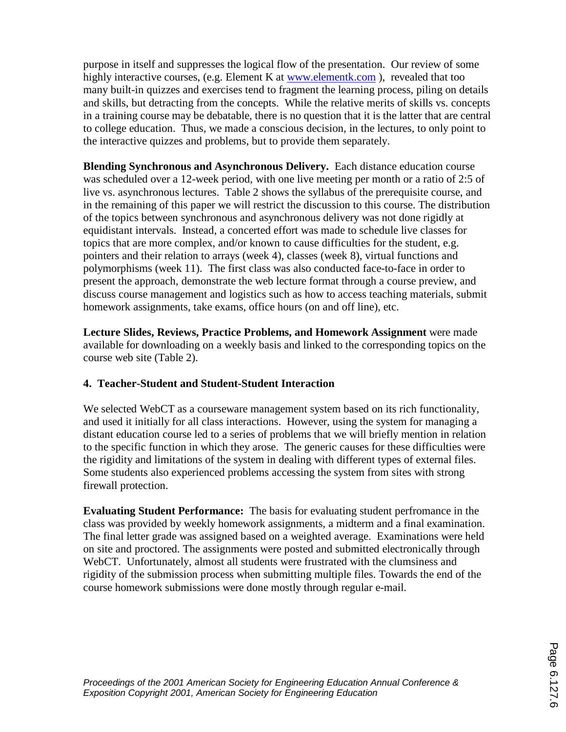purpose in itself and suppresses the logical flow of the presentation. Our review of some highly interactive courses, (e.g. Element K at www.elementk.com ), revealed that too many built-in quizzes and exercises tend to fragment the learning process, piling on details and skills, but detracting from the concepts. While the relative merits of skills vs. concepts in a training course may be debatable, there is no question that it is the latter that are central to college education. Thus, we made a conscious decision, in the lectures, to only point to the interactive quizzes and problems, but to provide them separately.

**Blending Synchronous and Asynchronous Delivery.** Each distance education course was scheduled over a 12-week period, with one live meeting per month or a ratio of 2:5 of live vs. asynchronous lectures. Table 2 shows the syllabus of the prerequisite course, and in the remaining of this paper we will restrict the discussion to this course. The distribution of the topics between synchronous and asynchronous delivery was not done rigidly at equidistant intervals. Instead, a concerted effort was made to schedule live classes for topics that are more complex, and/or known to cause difficulties for the student, e.g. pointers and their relation to arrays (week 4), classes (week 8), virtual functions and polymorphisms (week 11). The first class was also conducted face-to-face in order to present the approach, demonstrate the web lecture format through a course preview, and discuss course management and logistics such as how to access teaching materials, submit homework assignments, take exams, office hours (on and off line), etc.

**Lecture Slides, Reviews, Practice Problems, and Homework Assignment** were made available for downloading on a weekly basis and linked to the corresponding topics on the course web site (Table 2).

## 4. Teacher-Student and Student-Student Interaction

We selected WebCT as a courseware management system based on its rich functionality, and used it initially for all class interactions. However, using the system for managing a distant education course led to a series of problems that we will briefly mention in relation to the specific function in which they arose. The generic causes for these difficulties were the rigidity and limitations of the system in dealing with different types of external files. Some students also experienced problems accessing the system from sites with strong firewall protection.

**Evaluating Student Performance:** The basis for evaluating student perfromance in the class was provided by weekly homework assignments, a midterm and a final examination. The final letter grade was assigned based on a weighted average. Examinations were held on site and proctored. The assignments were posted and submitted electronically through WebCT. Unfortunately, almost all students were frustrated with the clumsiness and rigidity of the submission process when submitting multiple files. Towards the end of the course homework submissions were done mostly through regular e-mail.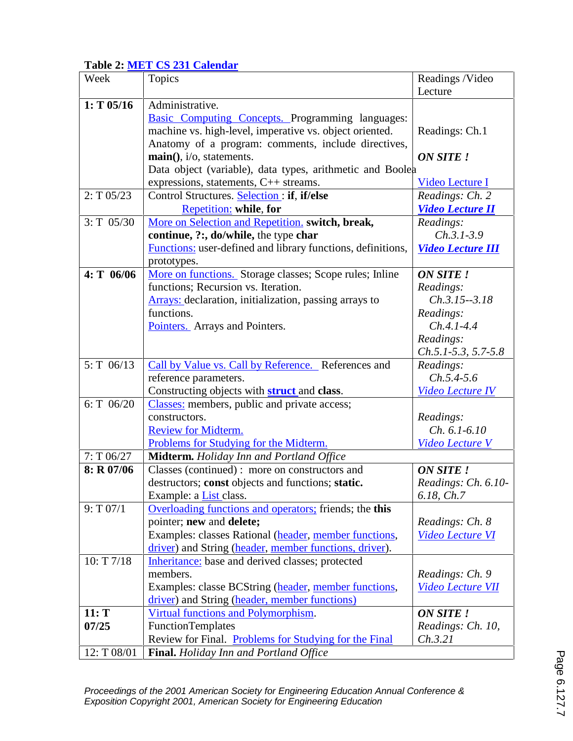**Table 2: MET CS 231 Calendar**

| Week | Topics | Readings /Video Lecture |
|---|---|---|
| **1: T 05/16** | Administrative. Basic Computing Concepts. Programming languages: machine vs. high-level, imperative vs. object oriented. Anatomy of a program: comments, include directives, **main()**, i/o, statements. Data object (variable), data types, arithmetic and Boolea expressions, statements, C++ streams. | Readings: Ch.1 ***ON SITE !*** Video Lecture I |
| 2: T 05/23 | Control Structures. Selection : **if**, **if/else** Repetition: **while**, **for** | *Readings: Ch. 2* ***Video Lecture II*** |
| 3: T 05/30 | More on Selection and Repetition. **switch, break, continue, ?:, do/while,** the type **char** Functions: user-defined and library functions, definitions, prototypes. | *Readings: Ch.3.1-3.9* ***Video Lecture III*** |
| **4: T 06/06** | More on functions. Storage classes; Scope rules; Inline functions; Recursion vs. Iteration. Arrays: declaration, initialization, passing arrays to functions. Pointers. Arrays and Pointers. | ***ON SITE !*** *Readings: Ch.3.15--3.18* *Readings: Ch.4.1-4.4* *Readings: Ch.5.1-5.3, 5.7-5.8* |
| 5: T 06/13 | Call by Value vs. Call by Reference. References and reference parameters. Constructing objects with **struct** and **class**. | *Readings: Ch.5.4-5.6* *Video Lecture IV* |
| 6: T 06/20 | Classes: members, public and private access; constructors. Review for Midterm. Problems for Studying for the Midterm. | *Readings: Ch. 6.1-6.10* *Video Lecture V* |
| 7: T 06/27 | **Midterm.** *Holiday Inn and Portland Office* | |
| **8: R 07/06** | Classes (continued) : more on constructors and destructors; **const** objects and functions; **static.** Example: a List class. | ***ON SITE !*** *Readings: Ch. 6.10-6.18, Ch.7* |
| 9: T 07/1 | Overloading functions and operators; friends; the **this** pointer; **new** and **delete;** Examples: classes Rational (header, member functions, driver) and String (header, member functions, driver). | *Readings: Ch. 8* *Video Lecture VI* |
| 10: T 7/18 | Inheritance: base and derived classes; protected members. Examples: classe BCString (header, member functions, driver) and String (header, member functions) | *Readings: Ch. 9* *Video Lecture VII* |
| **11: T 07/25** | Virtual functions and Polymorphism. FunctionTemplates Review for Final. Problems for Studying for the Final | ***ON SITE !*** *Readings: Ch. 10, Ch.3.21* |
| 12: T 08/01 | **Final.** *Holiday Inn and Portland Office* | |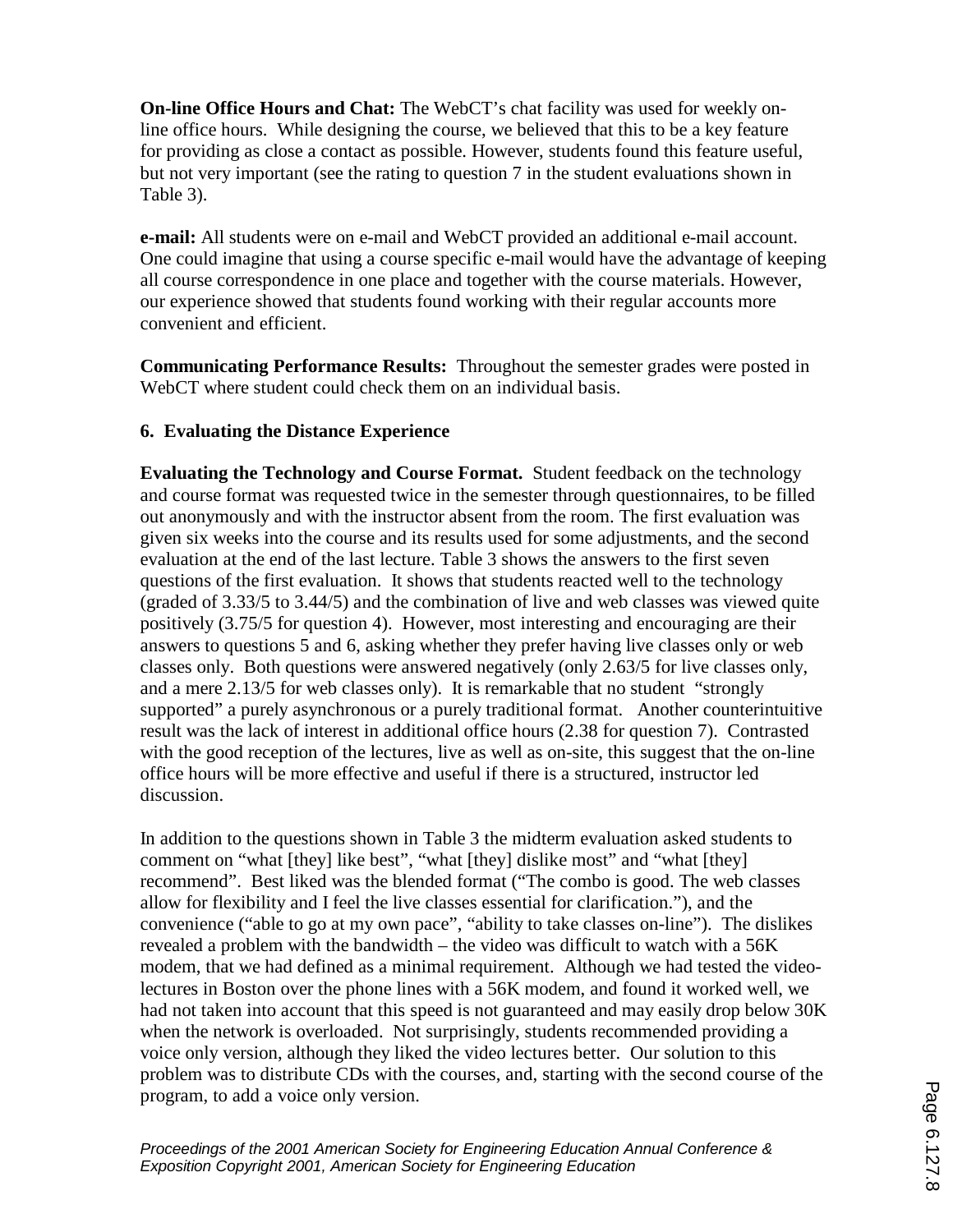**On-line Office Hours and Chat:** The WebCT's chat facility was used for weekly on-line office hours. While designing the course, we believed that this to be a key feature for providing as close a contact as possible. However, students found this feature useful, but not very important (see the rating to question 7 in the student evaluations shown in Table 3).

**e-mail:** All students were on e-mail and WebCT provided an additional e-mail account. One could imagine that using a course specific e-mail would have the advantage of keeping all course correspondence in one place and together with the course materials. However, our experience showed that students found working with their regular accounts more convenient and efficient.

**Communicating Performance Results:** Throughout the semester grades were posted in WebCT where student could check them on an individual basis.

## 6. Evaluating the Distance Experience

**Evaluating the Technology and Course Format.** Student feedback on the technology and course format was requested twice in the semester through questionnaires, to be filled out anonymously and with the instructor absent from the room. The first evaluation was given six weeks into the course and its results used for some adjustments, and the second evaluation at the end of the last lecture. Table 3 shows the answers to the first seven questions of the first evaluation. It shows that students reacted well to the technology (graded of 3.33/5 to 3.44/5) and the combination of live and web classes was viewed quite positively (3.75/5 for question 4). However, most interesting and encouraging are their answers to questions 5 and 6, asking whether they prefer having live classes only or web classes only. Both questions were answered negatively (only 2.63/5 for live classes only, and a mere 2.13/5 for web classes only). It is remarkable that no student "strongly supported" a purely asynchronous or a purely traditional format. Another counterintuitive result was the lack of interest in additional office hours (2.38 for question 7). Contrasted with the good reception of the lectures, live as well as on-site, this suggest that the on-line office hours will be more effective and useful if there is a structured, instructor led discussion.

In addition to the questions shown in Table 3 the midterm evaluation asked students to comment on "what [they] like best", "what [they] dislike most" and "what [they] recommend". Best liked was the blended format ("The combo is good. The web classes allow for flexibility and I feel the live classes essential for clarification."), and the convenience ("able to go at my own pace", "ability to take classes on-line"). The dislikes revealed a problem with the bandwidth – the video was difficult to watch with a 56K modem, that we had defined as a minimal requirement. Although we had tested the video-lectures in Boston over the phone lines with a 56K modem, and found it worked well, we had not taken into account that this speed is not guaranteed and may easily drop below 30K when the network is overloaded. Not surprisingly, students recommended providing a voice only version, although they liked the video lectures better. Our solution to this problem was to distribute CDs with the courses, and, starting with the second course of the program, to add a voice only version.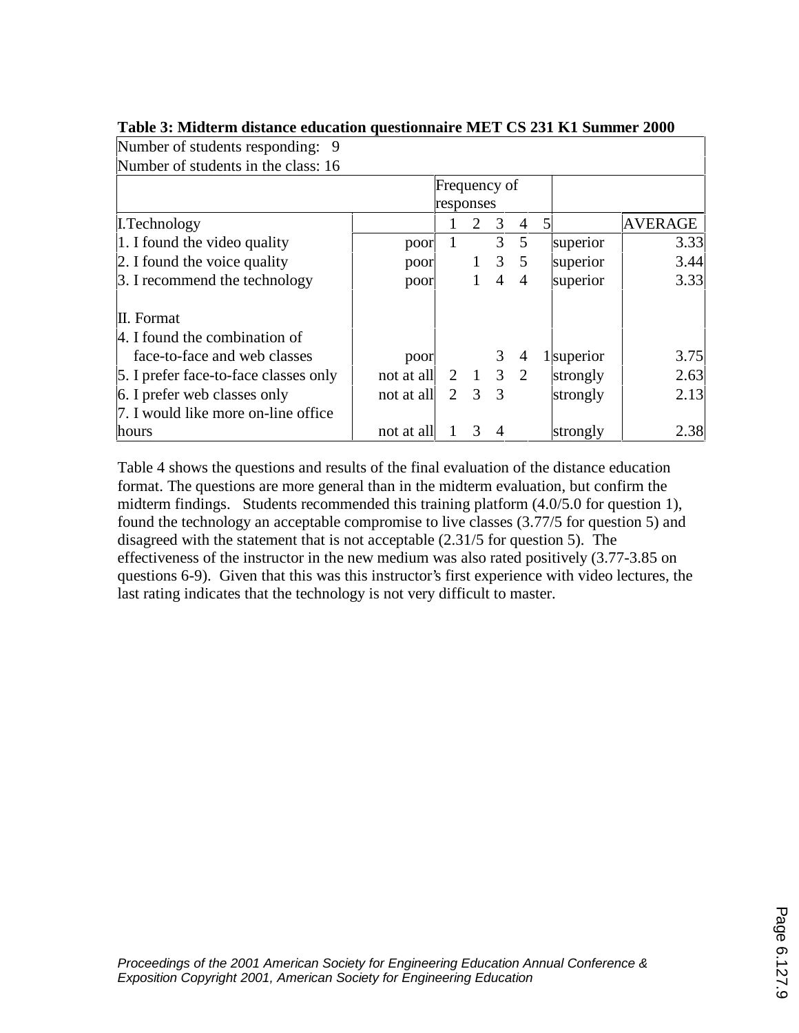**Table 3: Midterm distance education questionnaire MET CS 231 K1 Summer 2000**

| Number of students responding: 9 | | | | | | | | | |
|---|---|---|---|---|---|---|---|---|---|
| Number of students in the class: 16 | | | | | | | | | |
| | | Frequency of responses | | | | | | | |
| I.Technology | | 1 | 2 | 3 | 4 | 5 | | AVERAGE |
| 1. I found the video quality | poor | 1 | | 3 | 5 | | superior | 3.33 |
| 2. I found the voice quality | poor | | 1 | 3 | 5 | | superior | 3.44 |
| 3. I recommend the technology | poor | | 1 | 4 | 4 | | superior | 3.33 |
| II. Format | | | | | | | | |
| 4. I found the combination of face-to-face and web classes | poor | | | 3 | 4 | 1 | superior | 3.75 |
| 5. I prefer face-to-face classes only | not at all | 2 | 1 | 3 | 2 | | strongly | 2.63 |
| 6. I prefer web classes only | not at all | 2 | 3 | 3 | | | strongly | 2.13 |
| 7. I would like more on-line office hours | not at all | 1 | 3 | 4 | | | strongly | 2.38 |

Table 4 shows the questions and results of the final evaluation of the distance education format. The questions are more general than in the midterm evaluation, but confirm the midterm findings. Students recommended this training platform (4.0/5.0 for question 1), found the technology an acceptable compromise to live classes (3.77/5 for question 5) and disagreed with the statement that is not acceptable (2.31/5 for question 5). The effectiveness of the instructor in the new medium was also rated positively (3.77-3.85 on questions 6-9). Given that this was this instructor's first experience with video lectures, the last rating indicates that the technology is not very difficult to master.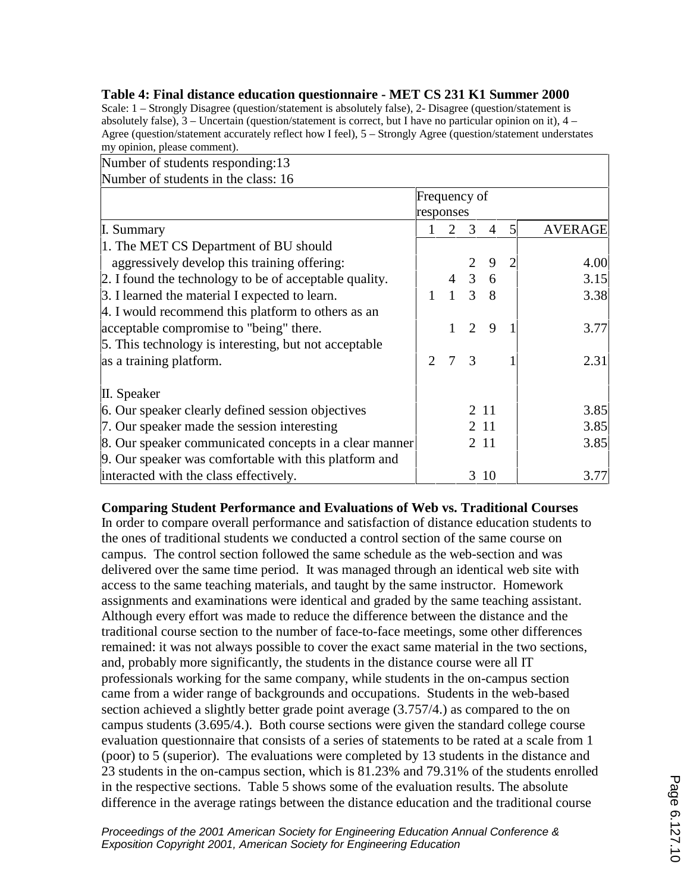**Table 4: Final distance education questionnaire - MET CS 231 K1 Summer 2000**

Scale: 1 – Strongly Disagree (question/statement is absolutely false), 2- Disagree (question/statement is absolutely false), 3 – Uncertain (question/statement is correct, but I have no particular opinion on it), 4 – Agree (question/statement accurately reflect how I feel), 5 – Strongly Agree (question/statement understates my opinion, please comment).

| Number of students responding:13<br>Number of students in the class: 16 | | | | | | |
|---|---|---|---|---|---|---|
| | Frequency of responses | | | | | |
| I. Summary | 1 | 2 | 3 | 4 | 5 | AVERAGE |
| 1. The MET CS Department of BU should aggressively develop this training offering: | | | 2 | 9 | 2 | 4.00 |
| 2. I found the technology to be of acceptable quality. | | 4 | 3 | 6 | | 3.15 |
| 3. I learned the material I expected to learn. | 1 | 1 | 3 | 8 | | 3.38 |
| 4. I would recommend this platform to others as an acceptable compromise to "being" there. | | 1 | 2 | 9 | 1 | 3.77 |
| 5. This technology is interesting, but not acceptable as a training platform. | 2 | 7 | 3 | | 1 | 2.31 |
| II. Speaker | | | | | | |
| 6. Our speaker clearly defined session objectives | | | 2 | 11 | | 3.85 |
| 7. Our speaker made the session interesting | | | 2 | 11 | | 3.85 |
| 8. Our speaker communicated concepts in a clear manner | | | 2 | 11 | | 3.85 |
| 9. Our speaker was comfortable with this platform and interacted with the class effectively. | | | 3 | 10 | | 3.77 |

**Comparing Student Performance and Evaluations of Web vs. Traditional Courses**

In order to compare overall performance and satisfaction of distance education students to the ones of traditional students we conducted a control section of the same course on campus. The control section followed the same schedule as the web-section and was delivered over the same time period. It was managed through an identical web site with access to the same teaching materials, and taught by the same instructor. Homework assignments and examinations were identical and graded by the same teaching assistant. Although every effort was made to reduce the difference between the distance and the traditional course section to the number of face-to-face meetings, some other differences remained: it was not always possible to cover the exact same material in the two sections, and, probably more significantly, the students in the distance course were all IT professionals working for the same company, while students in the on-campus section came from a wider range of backgrounds and occupations. Students in the web-based section achieved a slightly better grade point average (3.757/4.) as compared to the on campus students (3.695/4.). Both course sections were given the standard college course evaluation questionnaire that consists of a series of statements to be rated at a scale from 1 (poor) to 5 (superior). The evaluations were completed by 13 students in the distance and 23 students in the on-campus section, which is 81.23% and 79.31% of the students enrolled in the respective sections. Table 5 shows some of the evaluation results. The absolute difference in the average ratings between the distance education and the traditional course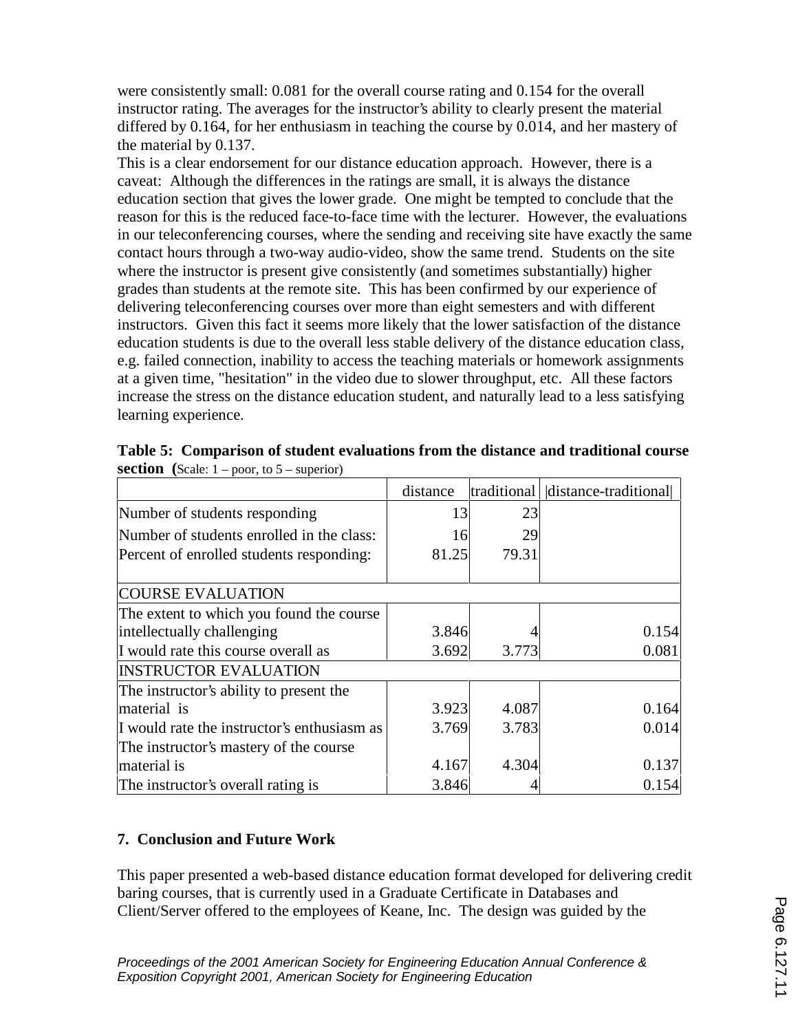were consistently small: 0.081 for the overall course rating and 0.154 for the overall instructor rating. The averages for the instructor's ability to clearly present the material differed by 0.164, for her enthusiasm in teaching the course by 0.014, and her mastery of the material by 0.137.

This is a clear endorsement for our distance education approach. However, there is a caveat: Although the differences in the ratings are small, it is always the distance education section that gives the lower grade. One might be tempted to conclude that the reason for this is the reduced face-to-face time with the lecturer. However, the evaluations in our teleconferencing courses, where the sending and receiving site have exactly the same contact hours through a two-way audio-video, show the same trend. Students on the site where the instructor is present give consistently (and sometimes substantially) higher grades than students at the remote site. This has been confirmed by our experience of delivering teleconferencing courses over more than eight semesters and with different instructors. Given this fact it seems more likely that the lower satisfaction of the distance education students is due to the overall less stable delivery of the distance education class, e.g. failed connection, inability to access the teaching materials or homework assignments at a given time, "hesitation" in the video due to slower throughput, etc. All these factors increase the stress on the distance education student, and naturally lead to a less satisfying learning experience.

**Table 5: Comparison of student evaluations from the distance and traditional course section** (Scale: 1 – poor, to 5 – superior)

| | distance | traditional | \|distance-traditional\| |
|---|---|---|---|
| Number of students responding | 13 | 23 | |
| Number of students enrolled in the class: | 16 | 29 | |
| Percent of enrolled students responding: | 81.25 | 79.31 | |
| COURSE EVALUATION | | | |
| The extent to which you found the course intellectually challenging | 3.846 | 4 | 0.154 |
| I would rate this course overall as | 3.692 | 3.773 | 0.081 |
| INSTRUCTOR EVALUATION | | | |
| The instructor's ability to present the material is | 3.923 | 4.087 | 0.164 |
| I would rate the instructor's enthusiasm as | 3.769 | 3.783 | 0.014 |
| The instructor's mastery of the course material is | 4.167 | 4.304 | 0.137 |
| The instructor's overall rating is | 3.846 | 4 | 0.154 |

## 7. Conclusion and Future Work

This paper presented a web-based distance education format developed for delivering credit baring courses, that is currently used in a Graduate Certificate in Databases and Client/Server offered to the employees of Keane, Inc. The design was guided by the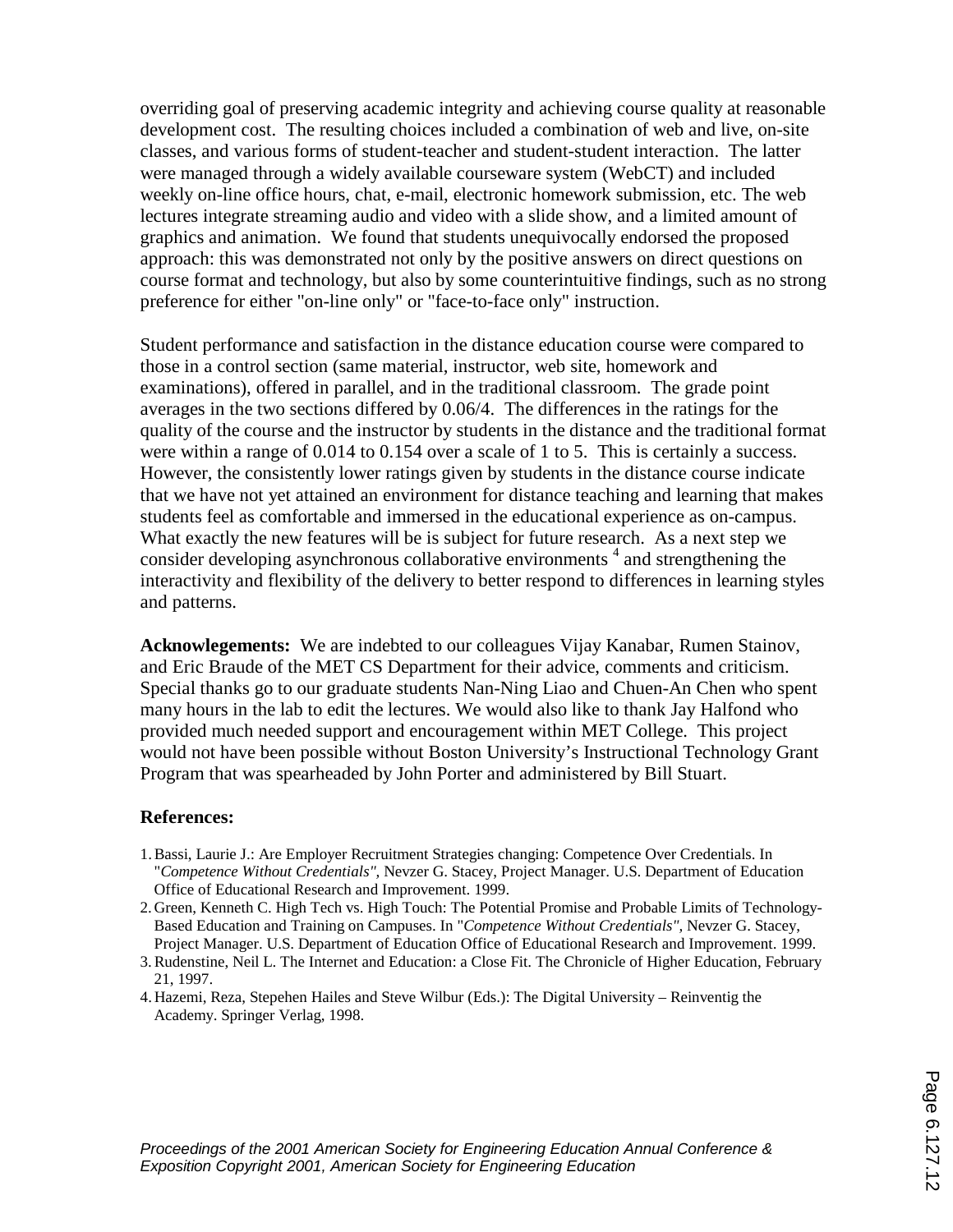overriding goal of preserving academic integrity and achieving course quality at reasonable development cost. The resulting choices included a combination of web and live, on-site classes, and various forms of student-teacher and student-student interaction. The latter were managed through a widely available courseware system (WebCT) and included weekly on-line office hours, chat, e-mail, electronic homework submission, etc. The web lectures integrate streaming audio and video with a slide show, and a limited amount of graphics and animation. We found that students unequivocally endorsed the proposed approach: this was demonstrated not only by the positive answers on direct questions on course format and technology, but also by some counterintuitive findings, such as no strong preference for either "on-line only" or "face-to-face only" instruction.

Student performance and satisfaction in the distance education course were compared to those in a control section (same material, instructor, web site, homework and examinations), offered in parallel, and in the traditional classroom. The grade point averages in the two sections differed by 0.06/4. The differences in the ratings for the quality of the course and the instructor by students in the distance and the traditional format were within a range of 0.014 to 0.154 over a scale of 1 to 5. This is certainly a success. However, the consistently lower ratings given by students in the distance course indicate that we have not yet attained an environment for distance teaching and learning that makes students feel as comfortable and immersed in the educational experience as on-campus. What exactly the new features will be is subject for future research. As a next step we consider developing asynchronous collaborative environments [4] and strengthening the interactivity and flexibility of the delivery to better respond to differences in learning styles and patterns.

**Acknowlegements:** We are indebted to our colleagues Vijay Kanabar, Rumen Stainov, and Eric Braude of the MET CS Department for their advice, comments and criticism. Special thanks go to our graduate students Nan-Ning Liao and Chuen-An Chen who spent many hours in the lab to edit the lectures. We would also like to thank Jay Halfond who provided much needed support and encouragement within MET College. This project would not have been possible without Boston University's Instructional Technology Grant Program that was spearheaded by John Porter and administered by Bill Stuart.

## References:

1. Bassi, Laurie J.: Are Employer Recruitment Strategies changing: Competence Over Credentials. In "*Competence Without Credentials"*, Nevzer G. Stacey, Project Manager. U.S. Department of Education Office of Educational Research and Improvement. 1999.
2. Green, Kenneth C. High Tech vs. High Touch: The Potential Promise and Probable Limits of Technology-Based Education and Training on Campuses. In "*Competence Without Credentials"*, Nevzer G. Stacey, Project Manager. U.S. Department of Education Office of Educational Research and Improvement. 1999.
3. Rudenstine, Neil L. The Internet and Education: a Close Fit. The Chronicle of Higher Education, February 21, 1997.
4. Hazemi, Reza, Stepehen Hailes and Steve Wilbur (Eds.): The Digital University – Reinventig the Academy. Springer Verlag, 1998.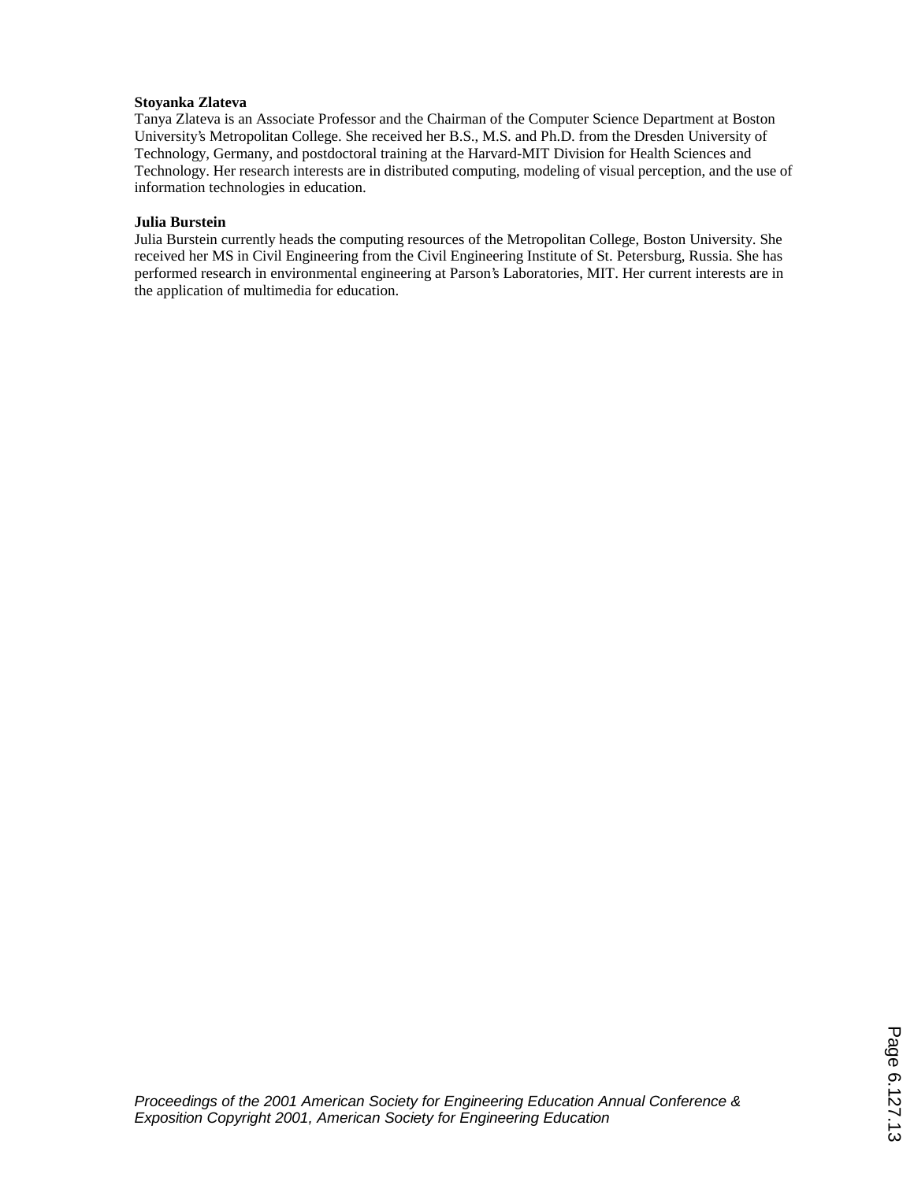**Stoyanka Zlateva**
Tanya Zlateva is an Associate Professor and the Chairman of the Computer Science Department at Boston University's Metropolitan College. She received her B.S., M.S. and Ph.D. from the Dresden University of Technology, Germany, and postdoctoral training at the Harvard-MIT Division for Health Sciences and Technology. Her research interests are in distributed computing, modeling of visual perception, and the use of information technologies in education.

**Julia Burstein**
Julia Burstein currently heads the computing resources of the Metropolitan College, Boston University. She received her MS in Civil Engineering from the Civil Engineering Institute of St. Petersburg, Russia. She has performed research in environmental engineering at Parson's Laboratories, MIT. Her current interests are in the application of multimedia for education.